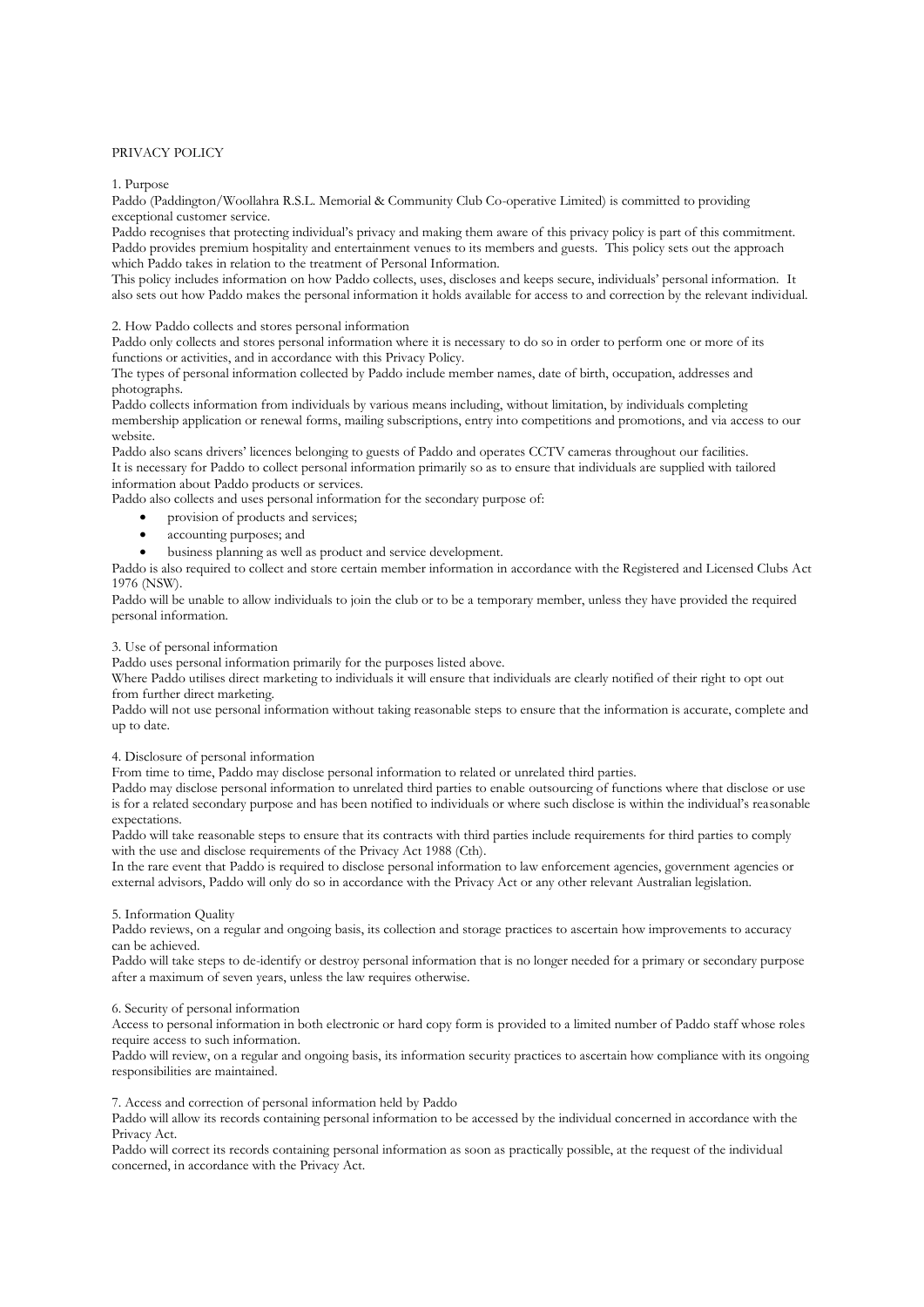# PRIVACY POLICY

## 1. Purpose

Paddo (Paddington/Woollahra R.S.L. Memorial & Community Club Co-operative Limited) is committed to providing exceptional customer service.

Paddo recognises that protecting individual's privacy and making them aware of this privacy policy is part of this commitment. Paddo provides premium hospitality and entertainment venues to its members and guests. This policy sets out the approach which Paddo takes in relation to the treatment of Personal Information.

This policy includes information on how Paddo collects, uses, discloses and keeps secure, individuals' personal information. It also sets out how Paddo makes the personal information it holds available for access to and correction by the relevant individual.

## 2. How Paddo collects and stores personal information

Paddo only collects and stores personal information where it is necessary to do so in order to perform one or more of its functions or activities, and in accordance with this Privacy Policy.

The types of personal information collected by Paddo include member names, date of birth, occupation, addresses and photographs.

Paddo collects information from individuals by various means including, without limitation, by individuals completing membership application or renewal forms, mailing subscriptions, entry into competitions and promotions, and via access to our website.

Paddo also scans drivers' licences belonging to guests of Paddo and operates CCTV cameras throughout our facilities.

It is necessary for Paddo to collect personal information primarily so as to ensure that individuals are supplied with tailored information about Paddo products or services.

Paddo also collects and uses personal information for the secondary purpose of:

- provision of products and services;
- accounting purposes; and
- business planning as well as product and service development.

Paddo is also required to collect and store certain member information in accordance with the Registered and Licensed Clubs Act 1976 (NSW).

Paddo will be unable to allow individuals to join the club or to be a temporary member, unless they have provided the required personal information.

## 3. Use of personal information

Paddo uses personal information primarily for the purposes listed above.

Where Paddo utilises direct marketing to individuals it will ensure that individuals are clearly notified of their right to opt out from further direct marketing.

Paddo will not use personal information without taking reasonable steps to ensure that the information is accurate, complete and up to date.

## 4. Disclosure of personal information

From time to time, Paddo may disclose personal information to related or unrelated third parties.

Paddo may disclose personal information to unrelated third parties to enable outsourcing of functions where that disclose or use is for a related secondary purpose and has been notified to individuals or where such disclose is within the individual's reasonable expectations.

Paddo will take reasonable steps to ensure that its contracts with third parties include requirements for third parties to comply with the use and disclose requirements of the Privacy Act 1988 (Cth).

In the rare event that Paddo is required to disclose personal information to law enforcement agencies, government agencies or external advisors, Paddo will only do so in accordance with the Privacy Act or any other relevant Australian legislation.

## 5. Information Quality

Paddo reviews, on a regular and ongoing basis, its collection and storage practices to ascertain how improvements to accuracy can be achieved.

Paddo will take steps to de-identify or destroy personal information that is no longer needed for a primary or secondary purpose after a maximum of seven years, unless the law requires otherwise.

## 6. Security of personal information

Access to personal information in both electronic or hard copy form is provided to a limited number of Paddo staff whose roles require access to such information.

Paddo will review, on a regular and ongoing basis, its information security practices to ascertain how compliance with its ongoing responsibilities are maintained.

## 7. Access and correction of personal information held by Paddo

Paddo will allow its records containing personal information to be accessed by the individual concerned in accordance with the Privacy Act.

Paddo will correct its records containing personal information as soon as practically possible, at the request of the individual concerned, in accordance with the Privacy Act.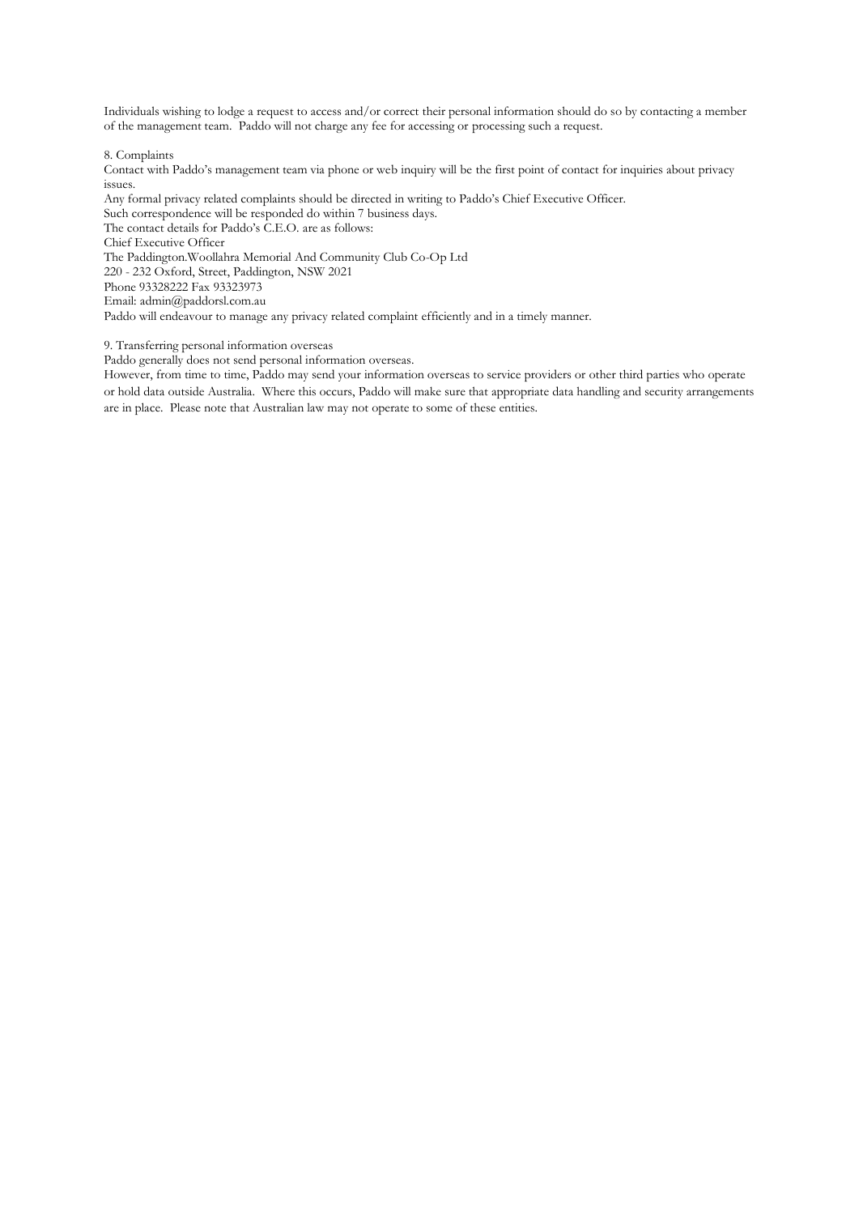Individuals wishing to lodge a request to access and/or correct their personal information should do so by contacting a member of the management team. Paddo will not charge any fee for accessing or processing such a request.

## 8. Complaints

Contact with Paddo's management team via phone or web inquiry will be the first point of contact for inquiries about privacy issues.

Any formal privacy related complaints should be directed in writing to Paddo's Chief Executive Officer.

Such correspondence will be responded do within 7 business days.

The contact details for Paddo's C.E.O. are as follows:

Chief Executive Officer
The Paddington.Woollahra Memorial And Community Club Co-Op Ltd
220 - 232 Oxford, Street, Paddington, NSW 2021
Phone 93328222 Fax 93323973
Email: admin@paddorsl.com.au

Paddo will endeavour to manage any privacy related complaint efficiently and in a timely manner.

## 9. Transferring personal information overseas

Paddo generally does not send personal information overseas.

However, from time to time, Paddo may send your information overseas to service providers or other third parties who operate or hold data outside Australia. Where this occurs, Paddo will make sure that appropriate data handling and security arrangements are in place. Please note that Australian law may not operate to some of these entities.